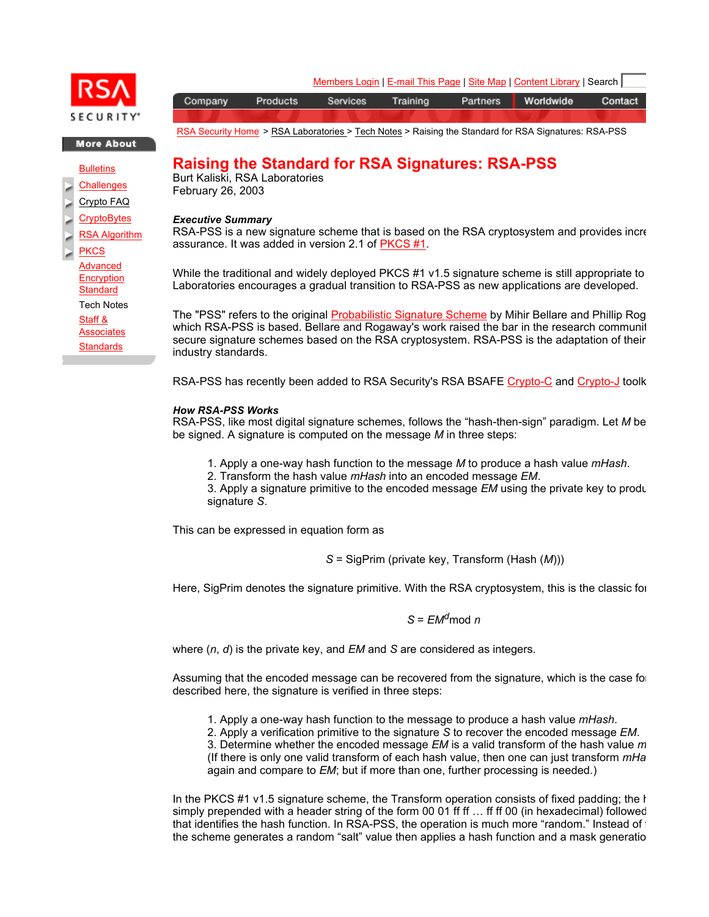Members Login | E-mail This Page | Site Map | Content Library | Search

Company | Products | Services | Training | Partners | Worldwide | Contact

RSA Security Home > RSA Laboratories > Tech Notes > Raising the Standard for RSA Signatures: RSA-PSS

**More About**

- Bulletins
- Challenges
- Crypto FAQ
- CryptoBytes
- RSA Algorithm
- PKCS
- Advanced Encryption Standard
- Tech Notes
- Staff & Associates
- Standards

# Raising the Standard for RSA Signatures: RSA-PSS

Burt Kaliski, RSA Laboratories
February 26, 2003

***Executive Summary***
RSA-PSS is a new signature scheme that is based on the RSA cryptosystem and provides incre assurance. It was added in version 2.1 of PKCS #1.

While the traditional and widely deployed PKCS #1 v1.5 signature scheme is still appropriate to Laboratories encourages a gradual transition to RSA-PSS as new applications are developed.

The "PSS" refers to the original Probabilistic Signature Scheme by Mihir Bellare and Phillip Rog which RSA-PSS is based. Bellare and Rogaway's work raised the bar in the research communit secure signature schemes based on the RSA cryptosystem. RSA-PSS is the adaptation of their industry standards.

RSA-PSS has recently been added to RSA Security's RSA BSAFE Crypto-C and Crypto-J toolk

***How RSA-PSS Works***
RSA-PSS, like most digital signature schemes, follows the "hash-then-sign" paradigm. Let *M* be be signed. A signature is computed on the message *M* in three steps:

1. Apply a one-way hash function to the message *M* to produce a hash value *mHash*.
2. Transform the hash value *mHash* into an encoded message *EM*.
3. Apply a signature primitive to the encoded message *EM* using the private key to produ signature *S*.

This can be expressed in equation form as

$$S = \text{SigPrim}(\text{private key}, \text{Transform}(\text{Hash}(M)))$$

Here, SigPrim denotes the signature primitive. With the RSA cryptosystem, this is the classic fo

$$S = EM^d \bmod n$$

where $(n, d)$ is the private key, and *EM* and *S* are considered as integers.

Assuming that the encoded message can be recovered from the signature, which is the case fo described here, the signature is verified in three steps:

1. Apply a one-way hash function to the message to produce a hash value *mHash*.
2. Apply a verification primitive to the signature *S* to recover the encoded message *EM*.
3. Determine whether the encoded message *EM* is a valid transform of the hash value *m* (If there is only one valid transform of each hash value, then one can just transform *mHa* again and compare to *EM*; but if more than one, further processing is needed.)

In the PKCS #1 v1.5 signature scheme, the Transform operation consists of fixed padding; the h simply prepended with a header string of the form 00 01 ff ff … ff ff 00 (in hexadecimal) followed that identifies the hash function. In RSA-PSS, the operation is much more "random." Instead of the scheme generates a random "salt" value then applies a hash function and a mask generatio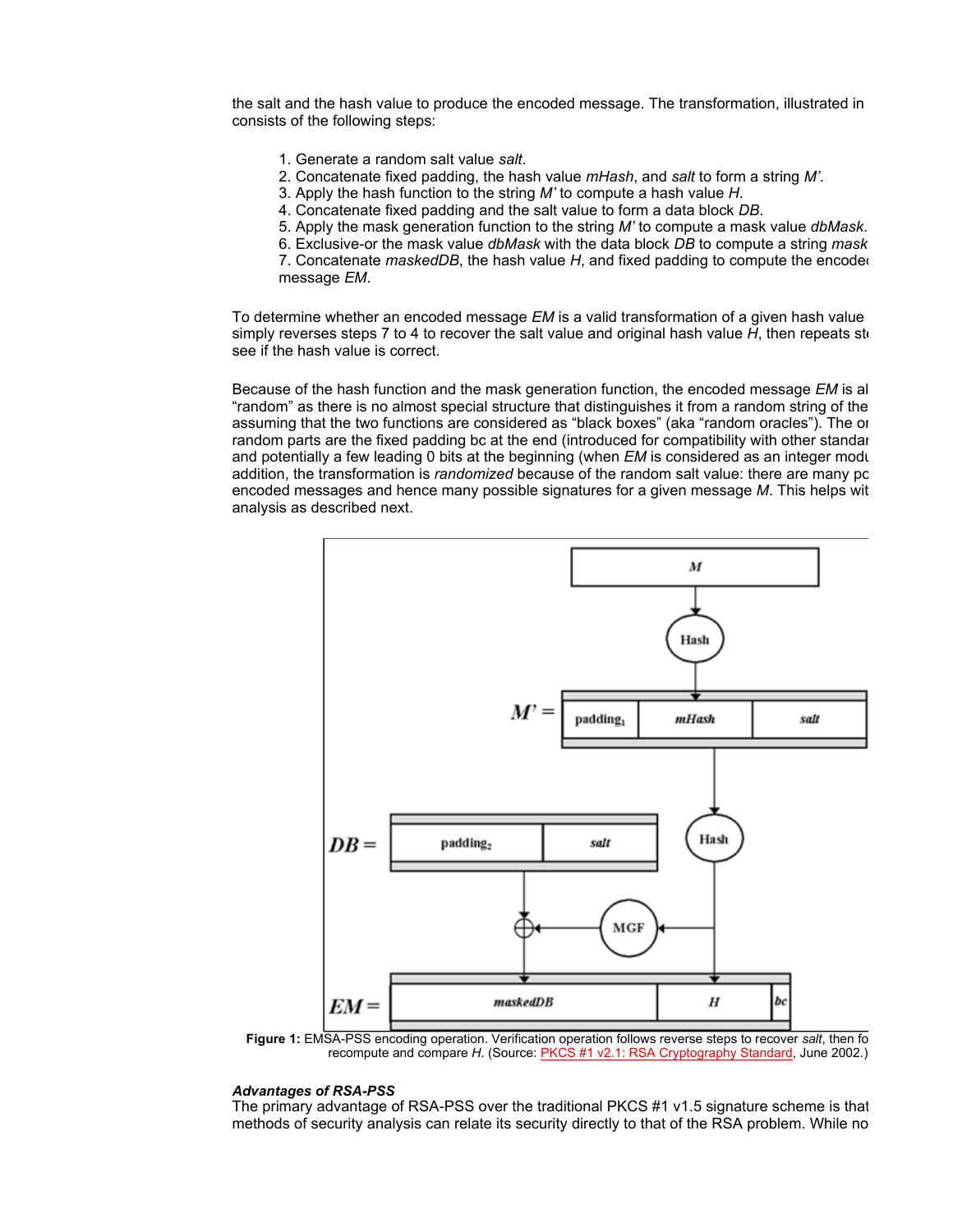the salt and the hash value to produce the encoded message. The transformation, illustrated in consists of the following steps:

1. Generate a random salt value *salt*.
2. Concatenate fixed padding, the hash value *mHash*, and *salt* to form a string *M'*.
3. Apply the hash function to the string *M'* to compute a hash value *H*.
4. Concatenate fixed padding and the salt value to form a data block *DB*.
5. Apply the mask generation function to the string *M'* to compute a mask value *dbMask*.
6. Exclusive-or the mask value *dbMask* with the data block *DB* to compute a string *mask*
7. Concatenate *maskedDB*, the hash value *H*, and fixed padding to compute the encode message *EM*.

To determine whether an encoded message *EM* is a valid transformation of a given hash value simply reverses steps 7 to 4 to recover the salt value and original hash value *H*, then repeats st see if the hash value is correct.

Because of the hash function and the mask generation function, the encoded message *EM* is al "random" as there is no almost special structure that distinguishes it from a random string of the assuming that the two functions are considered as "black boxes" (aka "random oracles"). The o random parts are the fixed padding bc at the end (introduced for compatibility with other standa and potentially a few leading 0 bits at the beginning (when *EM* is considered as an integer modu addition, the transformation is *randomized* because of the random salt value: there are many po encoded messages and hence many possible signatures for a given message *M*. This helps wit analysis as described next.

**Figure 1:** EMSA-PSS encoding operation. Verification operation follows reverse steps to recover *salt*, then fo recompute and compare *H*. (Source: PKCS #1 v2.1: RSA Cryptography Standard, June 2002.)

***Advantages of RSA-PSS***

The primary advantage of RSA-PSS over the traditional PKCS #1 v1.5 signature scheme is that methods of security analysis can relate its security directly to that of the RSA problem. While no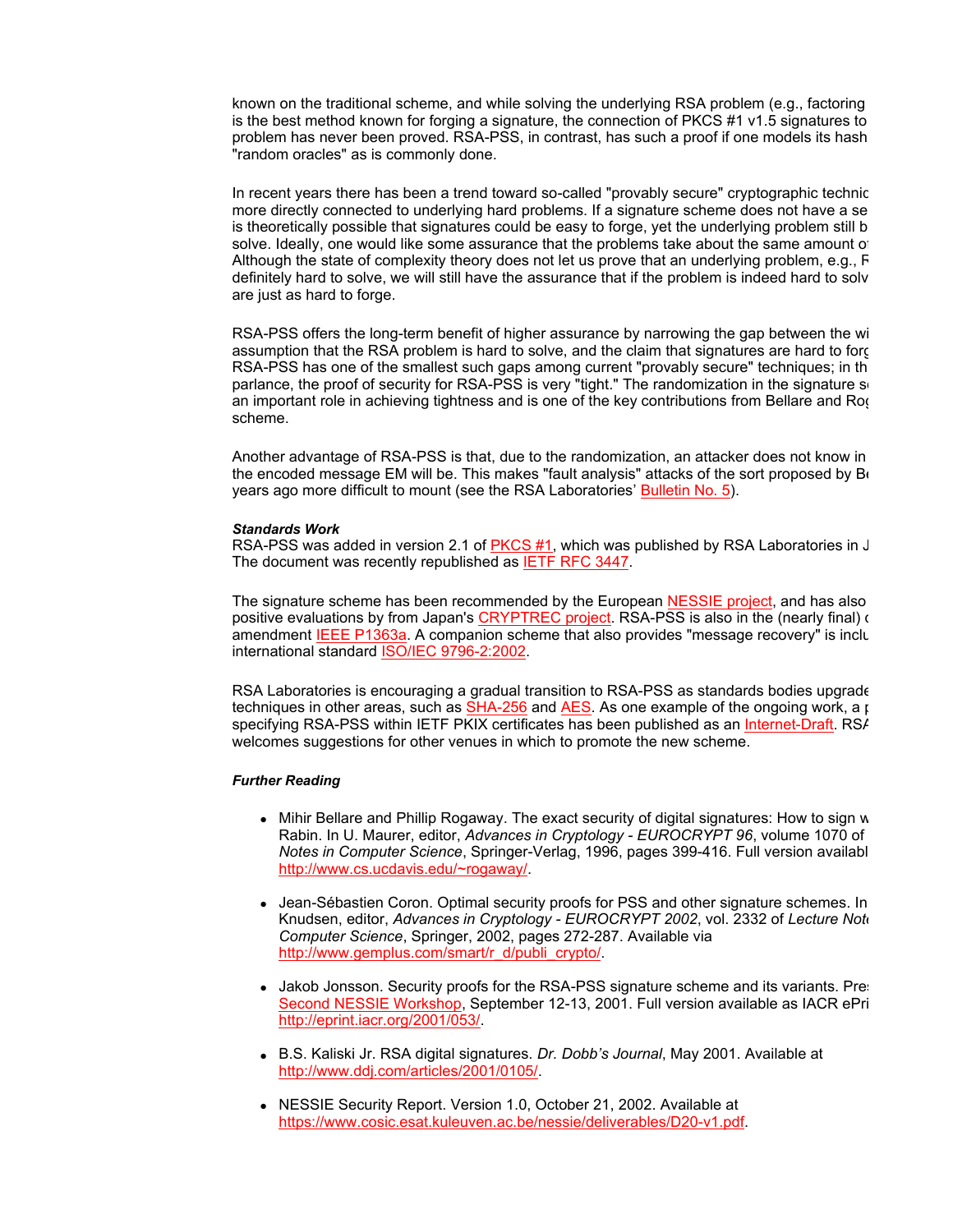known on the traditional scheme, and while solving the underlying RSA problem (e.g., factoring is the best method known for forging a signature, the connection of PKCS #1 v1.5 signatures to problem has never been proved. RSA-PSS, in contrast, has such a proof if one models its hash "random oracles" as is commonly done.

In recent years there has been a trend toward so-called "provably secure" cryptographic technic more directly connected to underlying hard problems. If a signature scheme does not have a se is theoretically possible that signatures could be easy to forge, yet the underlying problem still b solve. Ideally, one would like some assurance that the problems take about the same amount o Although the state of complexity theory does not let us prove that an underlying problem, e.g., F definitely hard to solve, we will still have the assurance that if the problem is indeed hard to solv are just as hard to forge.

RSA-PSS offers the long-term benefit of higher assurance by narrowing the gap between the wi assumption that the RSA problem is hard to solve, and the claim that signatures are hard to forg RSA-PSS has one of the smallest such gaps among current "provably secure" techniques; in th parlance, the proof of security for RSA-PSS is very "tight." The randomization in the signature s an important role in achieving tightness and is one of the key contributions from Bellare and Rog scheme.

Another advantage of RSA-PSS is that, due to the randomization, an attacker does not know in the encoded message EM will be. This makes "fault analysis" attacks of the sort proposed by Bo years ago more difficult to mount (see the RSA Laboratories' Bulletin No. 5).

***Standards Work***
RSA-PSS was added in version 2.1 of PKCS #1, which was published by RSA Laboratories in J The document was recently republished as IETF RFC 3447.

The signature scheme has been recommended by the European NESSIE project, and has also positive evaluations by from Japan's CRYPTREC project. RSA-PSS is also in the (nearly final) c amendment IEEE P1363a. A companion scheme that also provides "message recovery" is inclu international standard ISO/IEC 9796-2:2002.

RSA Laboratories is encouraging a gradual transition to RSA-PSS as standards bodies upgrade techniques in other areas, such as SHA-256 and AES. As one example of the ongoing work, a p specifying RSA-PSS within IETF PKIX certificates has been published as an Internet-Draft. RSA welcomes suggestions for other venues in which to promote the new scheme.

***Further Reading***

- Mihir Bellare and Phillip Rogaway. The exact security of digital signatures: How to sign w Rabin. In U. Maurer, editor, *Advances in Cryptology - EUROCRYPT 96*, volume 1070 of *Notes in Computer Science*, Springer-Verlag, 1996, pages 399-416. Full version availabl http://www.cs.ucdavis.edu/~rogaway/.

- Jean-Sébastien Coron. Optimal security proofs for PSS and other signature schemes. In Knudsen, editor, *Advances in Cryptology - EUROCRYPT 2002*, vol. 2332 of *Lecture Note Computer Science*, Springer, 2002, pages 272-287. Available via http://www.gemplus.com/smart/r_d/publi_crypto/.

- Jakob Jonsson. Security proofs for the RSA-PSS signature scheme and its variants. Pre Second NESSIE Workshop, September 12-13, 2001. Full version available as IACR ePri http://eprint.iacr.org/2001/053/.

- B.S. Kaliski Jr. RSA digital signatures. *Dr. Dobb's Journal*, May 2001. Available at http://www.ddj.com/articles/2001/0105/.

- NESSIE Security Report. Version 1.0, October 21, 2002. Available at https://www.cosic.esat.kuleuven.ac.be/nessie/deliverables/D20-v1.pdf.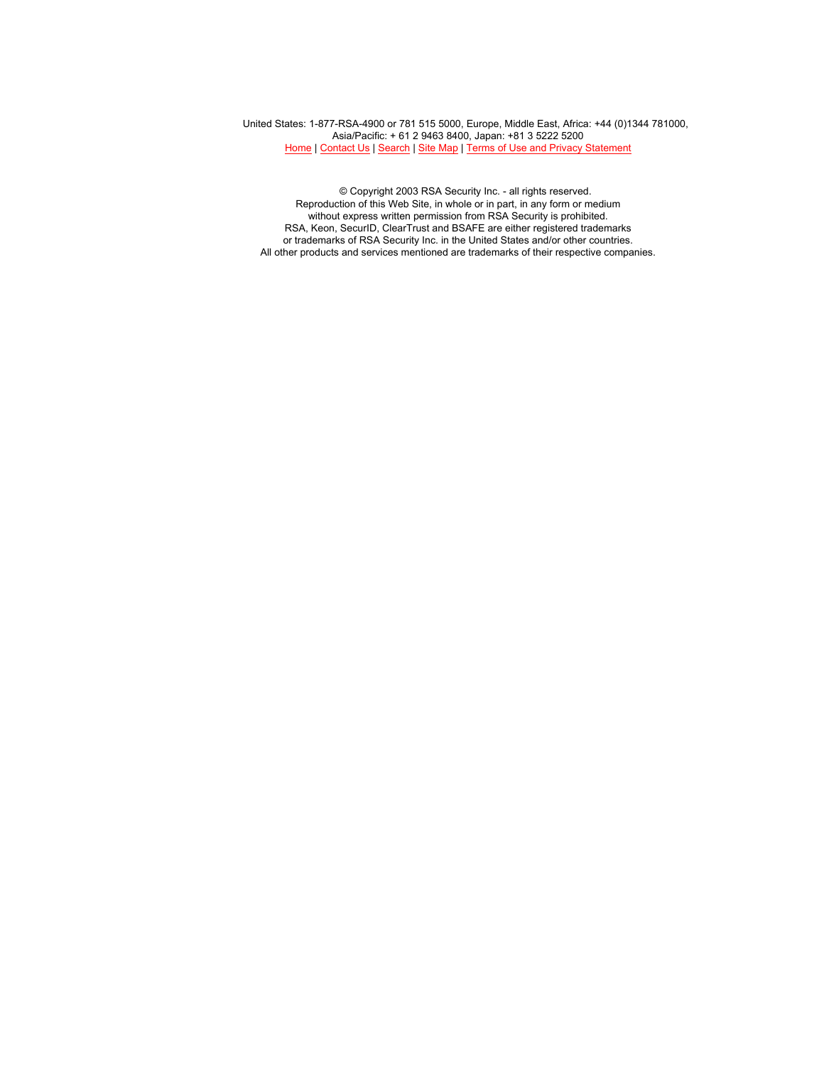United States: 1-877-RSA-4900 or 781 515 5000, Europe, Middle East, Africa: +44 (0)1344 781000, Asia/Pacific: + 61 2 9463 8400, Japan: +81 3 5222 5200

Home | Contact Us | Search | Site Map | Terms of Use and Privacy Statement

© Copyright 2003 RSA Security Inc. - all rights reserved.
Reproduction of this Web Site, in whole or in part, in any form or medium without express written permission from RSA Security is prohibited.
RSA, Keon, SecurID, ClearTrust and BSAFE are either registered trademarks or trademarks of RSA Security Inc. in the United States and/or other countries.
All other products and services mentioned are trademarks of their respective companies.